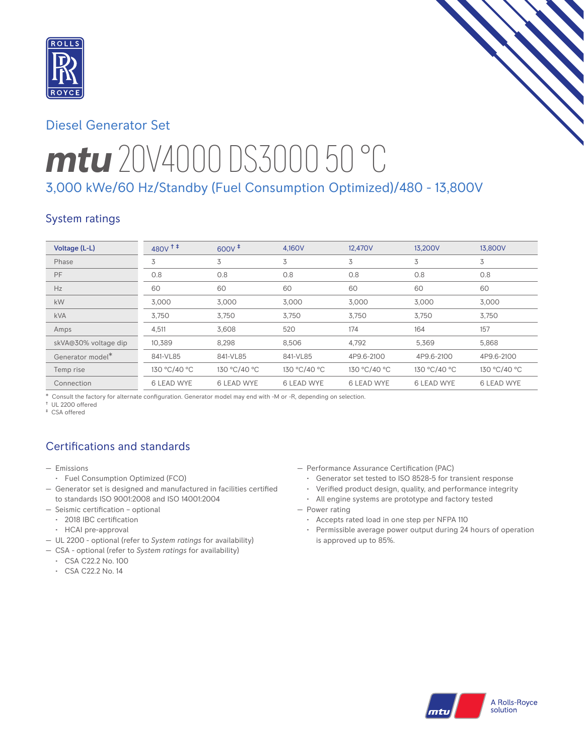Diesel Generator Set

# mtu 20V4000 DS3000 50 °C

## 3,000 kWe/60 Hz/Standby (Fuel Consumption Optimized)/480 - 13,800V

### System ratings

| Voltage (L-L) | 480V † ‡ | 600V ‡ | 4,160V | 12,470V | 13,200V | 13,800V |
|---|---|---|---|---|---|---|
| Phase | 3 | 3 | 3 | 3 | 3 | 3 |
| PF | 0.8 | 0.8 | 0.8 | 0.8 | 0.8 | 0.8 |
| Hz | 60 | 60 | 60 | 60 | 60 | 60 |
| kW | 3,000 | 3,000 | 3,000 | 3,000 | 3,000 | 3,000 |
| kVA | 3,750 | 3,750 | 3,750 | 3,750 | 3,750 | 3,750 |
| Amps | 4,511 | 3,608 | 520 | 174 | 164 | 157 |
| skVA@30% voltage dip | 10,389 | 8,298 | 8,506 | 4,792 | 5,369 | 5,868 |
| Generator model* | 841-VL85 | 841-VL85 | 841-VL85 | 4P9.6-2100 | 4P9.6-2100 | 4P9.6-2100 |
| Temp rise | 130 °C/40 °C | 130 °C/40 °C | 130 °C/40 °C | 130 °C/40 °C | 130 °C/40 °C | 130 °C/40 °C |
| Connection | 6 LEAD WYE | 6 LEAD WYE | 6 LEAD WYE | 6 LEAD WYE | 6 LEAD WYE | 6 LEAD WYE |

\* Consult the factory for alternate configuration. Generator model may end with -M or -R, depending on selection.

† UL 2200 offered

‡ CSA offered

### Certifications and standards

- Emissions
  - Fuel Consumption Optimized (FCO)
- Generator set is designed and manufactured in facilities certified to standards ISO 9001:2008 and ISO 14001:2004
- Seismic certification – optional
  - 2018 IBC certification
  - HCAI pre-approval
- UL 2200 - optional (refer to *System ratings* for availability)
- CSA - optional (refer to *System ratings* for availability)
  - CSA C22.2 No. 100
  - CSA C22.2 No. 14
- Performance Assurance Certification (PAC)
  - Generator set tested to ISO 8528-5 for transient response
  - Verified product design, quality, and performance integrity
  - All engine systems are prototype and factory tested
- Power rating
  - Accepts rated load in one step per NFPA 110
  - Permissible average power output during 24 hours of operation is approved up to 85%.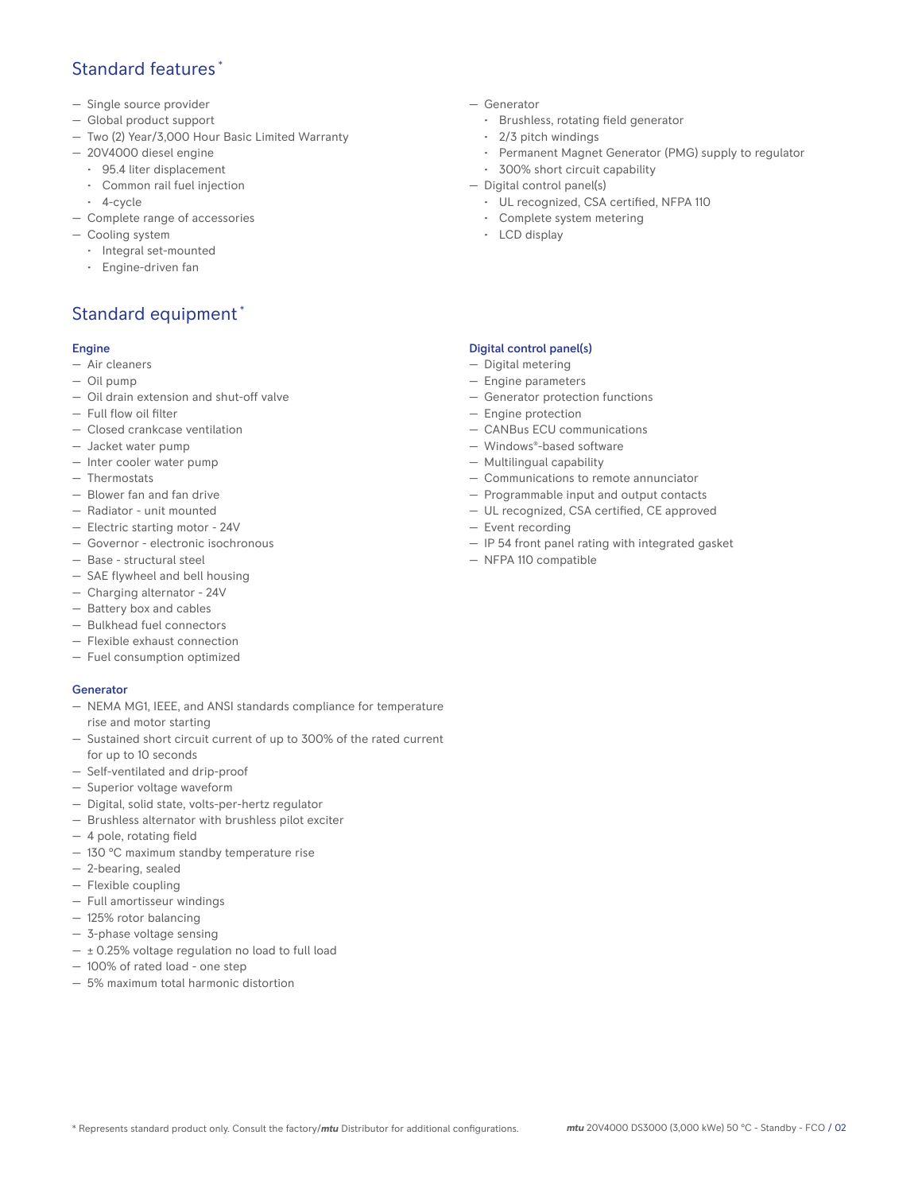## Standard features *

- Single source provider
- Global product support
- Two (2) Year/3,000 Hour Basic Limited Warranty
- 20V4000 diesel engine
  - 95.4 liter displacement
  - Common rail fuel injection
  - 4-cycle
- Complete range of accessories
- Cooling system
  - Integral set-mounted
  - Engine-driven fan
- Generator
  - Brushless, rotating field generator
  - 2/3 pitch windings
  - Permanent Magnet Generator (PMG) supply to regulator
  - 300% short circuit capability
- Digital control panel(s)
  - UL recognized, CSA certified, NFPA 110
  - Complete system metering
  - LCD display

## Standard equipment *

### Engine

- Air cleaners
- Oil pump
- Oil drain extension and shut-off valve
- Full flow oil filter
- Closed crankcase ventilation
- Jacket water pump
- Inter cooler water pump
- Thermostats
- Blower fan and fan drive
- Radiator - unit mounted
- Electric starting motor - 24V
- Governor - electronic isochronous
- Base - structural steel
- SAE flywheel and bell housing
- Charging alternator - 24V
- Battery box and cables
- Bulkhead fuel connectors
- Flexible exhaust connection
- Fuel consumption optimized

### Generator

- NEMA MG1, IEEE, and ANSI standards compliance for temperature rise and motor starting
- Sustained short circuit current of up to 300% of the rated current for up to 10 seconds
- Self-ventilated and drip-proof
- Superior voltage waveform
- Digital, solid state, volts-per-hertz regulator
- Brushless alternator with brushless pilot exciter
- 4 pole, rotating field
- 130 °C maximum standby temperature rise
- 2-bearing, sealed
- Flexible coupling
- Full amortisseur windings
- 125% rotor balancing
- 3-phase voltage sensing
- ± 0.25% voltage regulation no load to full load
- 100% of rated load - one step
- 5% maximum total harmonic distortion

### Digital control panel(s)

- Digital metering
- Engine parameters
- Generator protection functions
- Engine protection
- CANBus ECU communications
- Windows®-based software
- Multilingual capability
- Communications to remote annunciator
- Programmable input and output contacts
- UL recognized, CSA certified, CE approved
- Event recording
- IP 54 front panel rating with integrated gasket
- NFPA 110 compatible

* Represents standard product only. Consult the factory/*mtu* Distributor for additional configurations.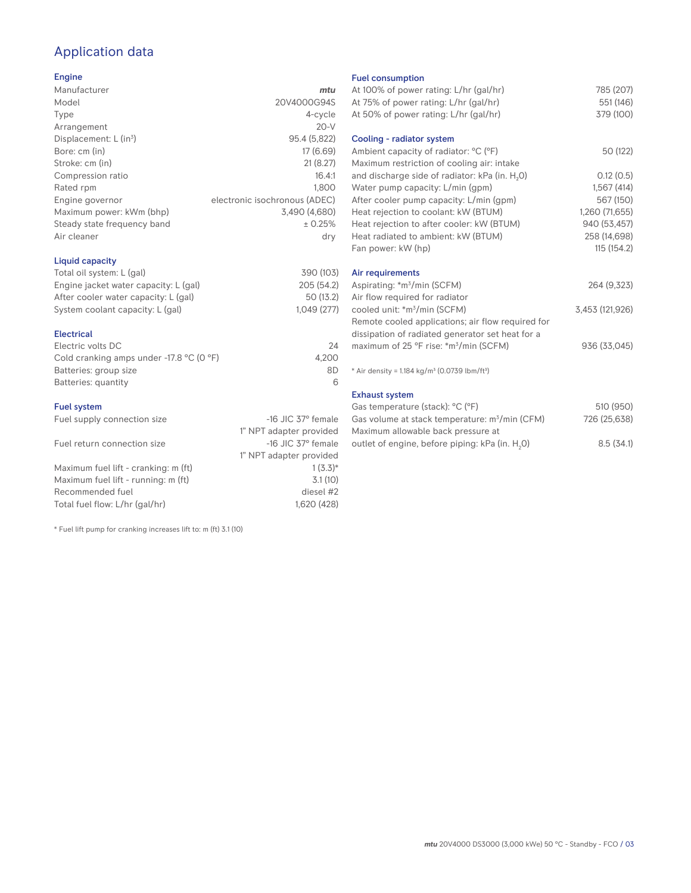# Application data

## Engine

| | |
|---|---|
| Manufacturer | *mtu* |
| Model | 20V4000G94S |
| Type | 4-cycle |
| Arrangement | 20-V |
| Displacement: L ($in^3$) | 95.4 (5,822) |
| Bore: cm (in) | 17 (6.69) |
| Stroke: cm (in) | 21 (8.27) |
| Compression ratio | 16.4:1 |
| Rated rpm | 1,800 |
| Engine governor | electronic isochronous (ADEC) |
| Maximum power: kWm (bhp) | 3,490 (4,680) |
| Steady state frequency band | ± 0.25% |
| Air cleaner | dry |

## Liquid capacity

| | |
|---|---|
| Total oil system: L (gal) | 390 (103) |
| Engine jacket water capacity: L (gal) | 205 (54.2) |
| After cooler water capacity: L (gal) | 50 (13.2) |
| System coolant capacity: L (gal) | 1,049 (277) |

## Electrical

| | |
|---|---|
| Electric volts DC | 24 |
| Cold cranking amps under -17.8 °C (0 °F) | 4,200 |
| Batteries: group size | 8D |
| Batteries: quantity | 6 |

## Fuel system

| | |
|---|---|
| Fuel supply connection size | -16 JIC 37° female<br>1" NPT adapter provided |
| Fuel return connection size | -16 JIC 37° female<br>1" NPT adapter provided |
| Maximum fuel lift - cranking: m (ft) | 1 (3.3)* |
| Maximum fuel lift - running: m (ft) | 3.1 (10) |
| Recommended fuel | diesel #2 |
| Total fuel flow: L/hr (gal/hr) | 1,620 (428) |

* Fuel lift pump for cranking increases lift to: m (ft) 3.1 (10)

## Fuel consumption

| | |
|---|---|
| At 100% of power rating: L/hr (gal/hr) | 785 (207) |
| At 75% of power rating: L/hr (gal/hr) | 551 (146) |
| At 50% of power rating: L/hr (gal/hr) | 379 (100) |

## Cooling - radiator system

| | |
|---|---|
| Ambient capacity of radiator: °C (°F) | 50 (122) |
| Maximum restriction of cooling air: intake and discharge side of radiator: kPa (in. $H_2O$) | 0.12 (0.5) |
| Water pump capacity: L/min (gpm) | 1,567 (414) |
| After cooler pump capacity: L/min (gpm) | 567 (150) |
| Heat rejection to coolant: kW (BTUM) | 1,260 (71,655) |
| Heat rejection to after cooler: kW (BTUM) | 940 (53,457) |
| Heat radiated to ambient: kW (BTUM) | 258 (14,698) |
| Fan power: kW (hp) | 115 (154.2) |

## Air requirements

| | |
|---|---|
| Aspirating: *$m^3$/min (SCFM) | 264 (9,323) |
| Air flow required for radiator cooled unit: *$m^3$/min (SCFM) | 3,453 (121,926) |
| Remote cooled applications; air flow required for dissipation of radiated generator set heat for a maximum of 25 °F rise: *$m^3$/min (SCFM) | 936 (33,045) |

* Air density = 1.184 kg/$m^3$ (0.0739 lbm/$ft^3$)

## Exhaust system

| | |
|---|---|
| Gas temperature (stack): °C (°F) | 510 (950) |
| Gas volume at stack temperature: $m^3$/min (CFM) | 726 (25,638) |
| Maximum allowable back pressure at outlet of engine, before piping: kPa (in. $H_2O$) | 8.5 (34.1) |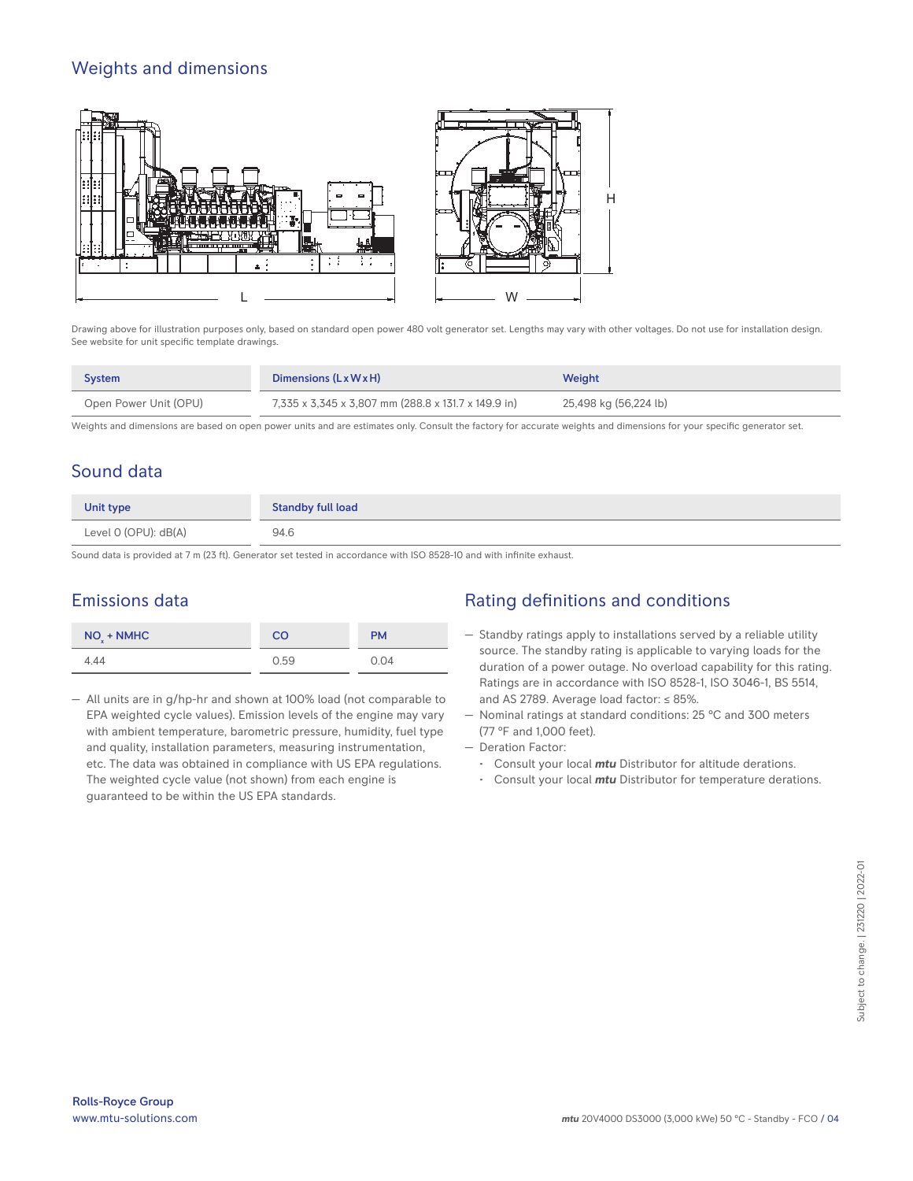## Weights and dimensions

L

W

H

Drawing above for illustration purposes only, based on standard open power 480 volt generator set. Lengths may vary with other voltages. Do not use for installation design. See website for unit specific template drawings.

| System | Dimensions (L x W x H) | Weight |
|---|---|---|
| Open Power Unit (OPU) | 7,335 x 3,345 x 3,807 mm (288.8 x 131.7 x 149.9 in) | 25,498 kg (56,224 lb) |

Weights and dimensions are based on open power units and are estimates only. Consult the factory for accurate weights and dimensions for your specific generator set.

## Sound data

| Unit type | Standby full load |
|---|---|
| Level 0 (OPU): dB(A) | 94.6 |

Sound data is provided at 7 m (23 ft). Generator set tested in accordance with ISO 8528-10 and with infinite exhaust.

## Emissions data

| $NO_x$ + NMHC | CO | PM |
|---|---|---|
| 4.44 | 0.59 | 0.04 |

— All units are in g/hp-hr and shown at 100% load (not comparable to EPA weighted cycle values). Emission levels of the engine may vary with ambient temperature, barometric pressure, humidity, fuel type and quality, installation parameters, measuring instrumentation, etc. The data was obtained in compliance with US EPA regulations. The weighted cycle value (not shown) from each engine is guaranteed to be within the US EPA standards.

## Rating definitions and conditions

— Standby ratings apply to installations served by a reliable utility source. The standby rating is applicable to varying loads for the duration of a power outage. No overload capability for this rating. Ratings are in accordance with ISO 8528-1, ISO 3046-1, BS 5514, and AS 2789. Average load factor: ≤ 85%.

— Nominal ratings at standard conditions: 25 °C and 300 meters (77 °F and 1,000 feet).

— Deration Factor:
- Consult your local ***mtu*** Distributor for altitude derations.
- Consult your local ***mtu*** Distributor for temperature derations.

Subject to change. | 231220 | 2022-01

Rolls-Royce Group
www.mtu-solutions.com